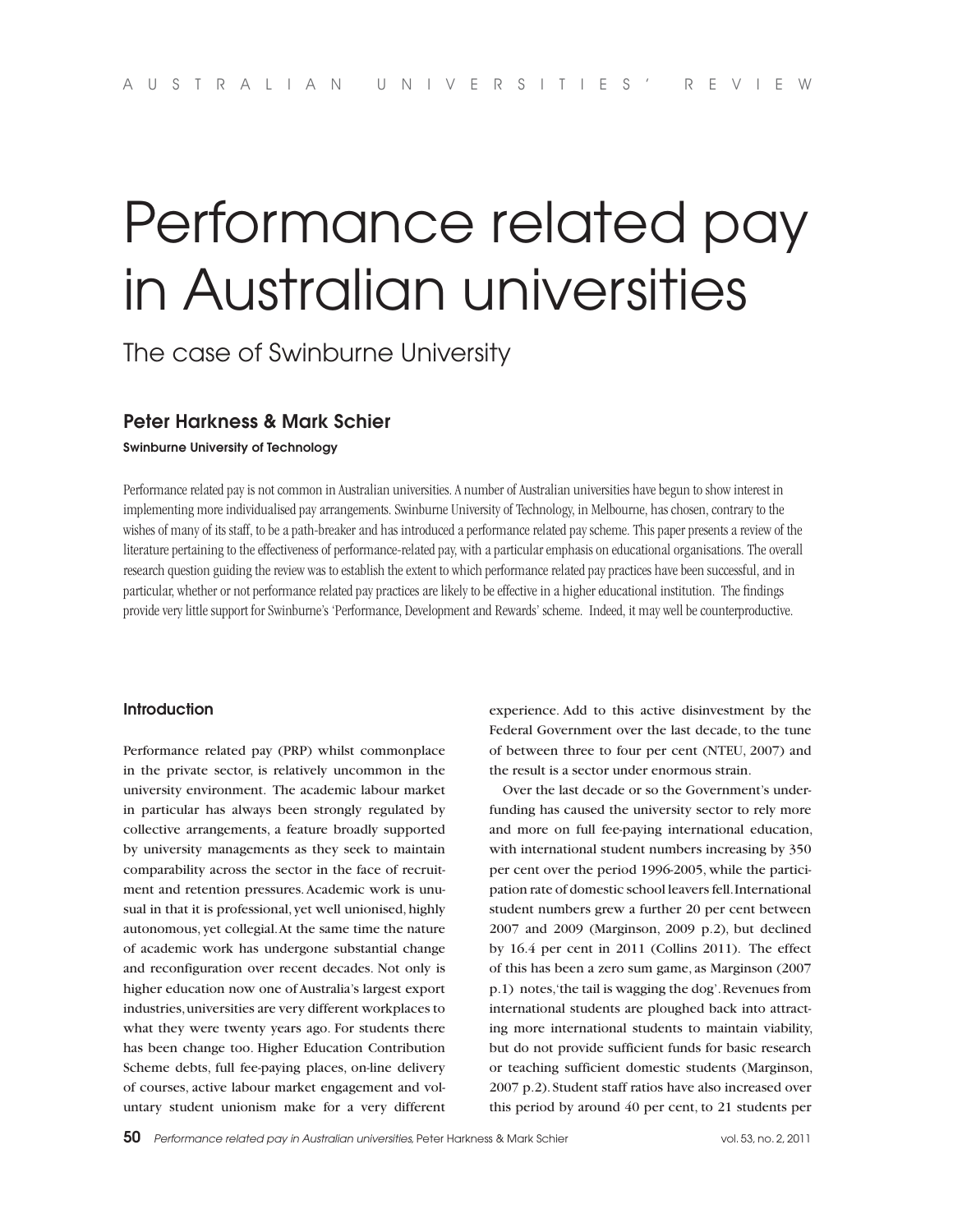# Performance related pay in Australian universities

## The case of Swinburne University

**Peter Harkness & Mark Schier**

**Swinburne University of Technology**

Performance related pay is not common in Australian universities. A number of Australian universities have begun to show interest in implementing more individualised pay arrangements. Swinburne University of Technology, in Melbourne, has chosen, contrary to the wishes of many of its staff, to be a path-breaker and has introduced a performance related pay scheme. This paper presents a review of the literature pertaining to the effectiveness of performance-related pay, with a particular emphasis on educational organisations. The overall research question guiding the review was to establish the extent to which performance related pay practices have been successful, and in particular, whether or not performance related pay practices are likely to be effective in a higher educational institution. The findings provide very little support for Swinburne's 'Performance, Development and Rewards' scheme. Indeed, it may well be counterproductive.

### Introduction

Performance related pay (PRP) whilst commonplace in the private sector, is relatively uncommon in the university environment. The academic labour market in particular has always been strongly regulated by collective arrangements, a feature broadly supported by university managements as they seek to maintain comparability across the sector in the face of recruitment and retention pressures. Academic work is unusual in that it is professional, yet well unionised, highly autonomous, yet collegial. At the same time the nature of academic work has undergone substantial change and reconfiguration over recent decades. Not only is higher education now one of Australia's largest export industries, universities are very different workplaces to what they were twenty years ago. For students there has been change too. Higher Education Contribution Scheme debts, full fee-paying places, on-line delivery of courses, active labour market engagement and voluntary student unionism make for a very different experience. Add to this active disinvestment by the Federal Government over the last decade, to the tune of between three to four per cent (NTEU, 2007) and the result is a sector under enormous strain.

Over the last decade or so the Government's under-funding has caused the university sector to rely more and more on full fee-paying international education, with international student numbers increasing by 350 per cent over the period 1996-2005, while the participation rate of domestic school leavers fell. International student numbers grew a further 20 per cent between 2007 and 2009 (Marginson, 2009 p.2), but declined by 16.4 per cent in 2011 (Collins 2011). The effect of this has been a zero sum game, as Marginson (2007 p.1) notes, 'the tail is wagging the dog'. Revenues from international students are ploughed back into attracting more international students to maintain viability, but do not provide sufficient funds for basic research or teaching sufficient domestic students (Marginson, 2007 p.2). Student staff ratios have also increased over this period by around 40 per cent, to 21 students per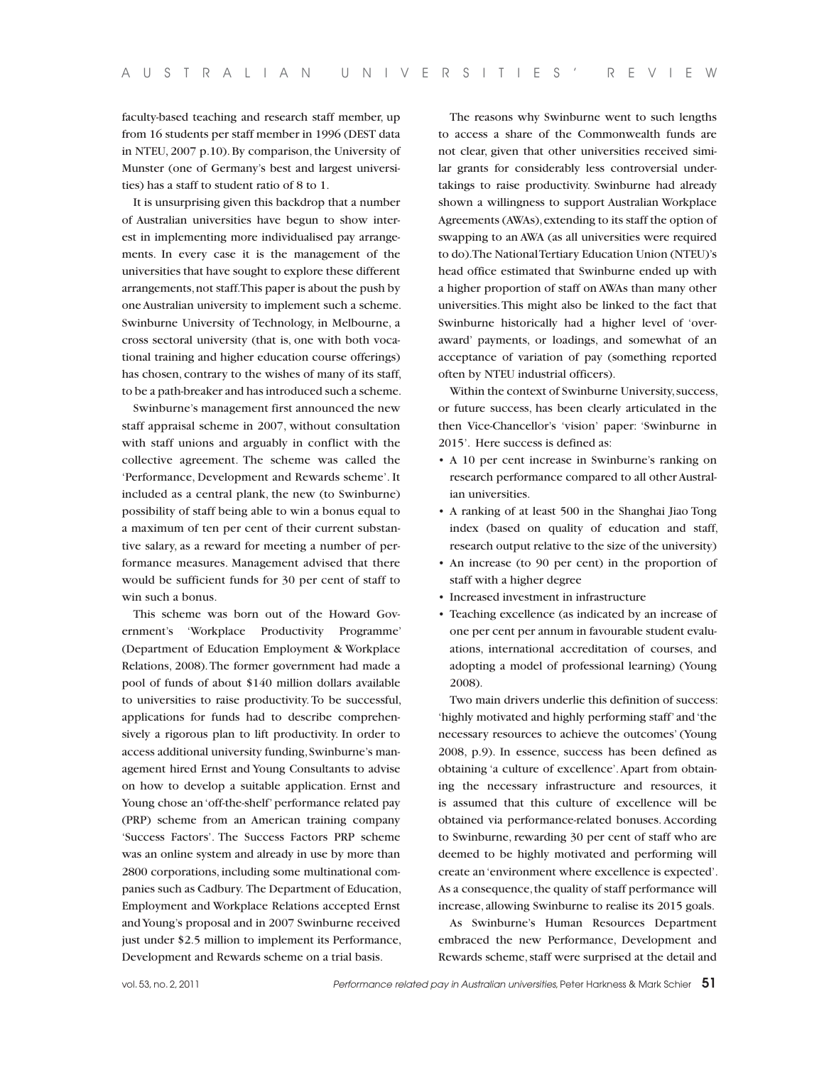faculty-based teaching and research staff member, up from 16 students per staff member in 1996 (DEST data in NTEU, 2007 p.10). By comparison, the University of Munster (one of Germany's best and largest universities) has a staff to student ratio of 8 to 1.

It is unsurprising given this backdrop that a number of Australian universities have begun to show interest in implementing more individualised pay arrangements. In every case it is the management of the universities that have sought to explore these different arrangements, not staff. This paper is about the push by one Australian university to implement such a scheme. Swinburne University of Technology, in Melbourne, a cross sectoral university (that is, one with both vocational training and higher education course offerings) has chosen, contrary to the wishes of many of its staff, to be a path-breaker and has introduced such a scheme.

Swinburne's management first announced the new staff appraisal scheme in 2007, without consultation with staff unions and arguably in conflict with the collective agreement. The scheme was called the 'Performance, Development and Rewards scheme'. It included as a central plank, the new (to Swinburne) possibility of staff being able to win a bonus equal to a maximum of ten per cent of their current substantive salary, as a reward for meeting a number of performance measures. Management advised that there would be sufficient funds for 30 per cent of staff to win such a bonus.

This scheme was born out of the Howard Government's 'Workplace Productivity Programme' (Department of Education Employment & Workplace Relations, 2008). The former government had made a pool of funds of about $140 million dollars available to universities to raise productivity. To be successful, applications for funds had to describe comprehensively a rigorous plan to lift productivity. In order to access additional university funding, Swinburne's management hired Ernst and Young Consultants to advise on how to develop a suitable application. Ernst and Young chose an 'off-the-shelf' performance related pay (PRP) scheme from an American training company 'Success Factors'. The Success Factors PRP scheme was an online system and already in use by more than 2800 corporations, including some multinational companies such as Cadbury. The Department of Education, Employment and Workplace Relations accepted Ernst and Young's proposal and in 2007 Swinburne received just under $2.5 million to implement its Performance, Development and Rewards scheme on a trial basis.

The reasons why Swinburne went to such lengths to access a share of the Commonwealth funds are not clear, given that other universities received similar grants for considerably less controversial undertakings to raise productivity. Swinburne had already shown a willingness to support Australian Workplace Agreements (AWAs), extending to its staff the option of swapping to an AWA (as all universities were required to do). The National Tertiary Education Union (NTEU)'s head office estimated that Swinburne ended up with a higher proportion of staff on AWAs than many other universities. This might also be linked to the fact that Swinburne historically had a higher level of 'over-award' payments, or loadings, and somewhat of an acceptance of variation of pay (something reported often by NTEU industrial officers).

Within the context of Swinburne University, success, or future success, has been clearly articulated in the then Vice-Chancellor's 'vision' paper: 'Swinburne in 2015'. Here success is defined as:

- A 10 per cent increase in Swinburne's ranking on research performance compared to all other Australian universities.
- A ranking of at least 500 in the Shanghai Jiao Tong index (based on quality of education and staff, research output relative to the size of the university)
- An increase (to 90 per cent) in the proportion of staff with a higher degree
- Increased investment in infrastructure
- Teaching excellence (as indicated by an increase of one per cent per annum in favourable student evaluations, international accreditation of courses, and adopting a model of professional learning) (Young 2008).

Two main drivers underlie this definition of success: 'highly motivated and highly performing staff' and 'the necessary resources to achieve the outcomes' (Young 2008, p.9). In essence, success has been defined as obtaining 'a culture of excellence'. Apart from obtaining the necessary infrastructure and resources, it is assumed that this culture of excellence will be obtained via performance-related bonuses. According to Swinburne, rewarding 30 per cent of staff who are deemed to be highly motivated and performing will create an 'environment where excellence is expected'. As a consequence, the quality of staff performance will increase, allowing Swinburne to realise its 2015 goals.

As Swinburne's Human Resources Department embraced the new Performance, Development and Rewards scheme, staff were surprised at the detail and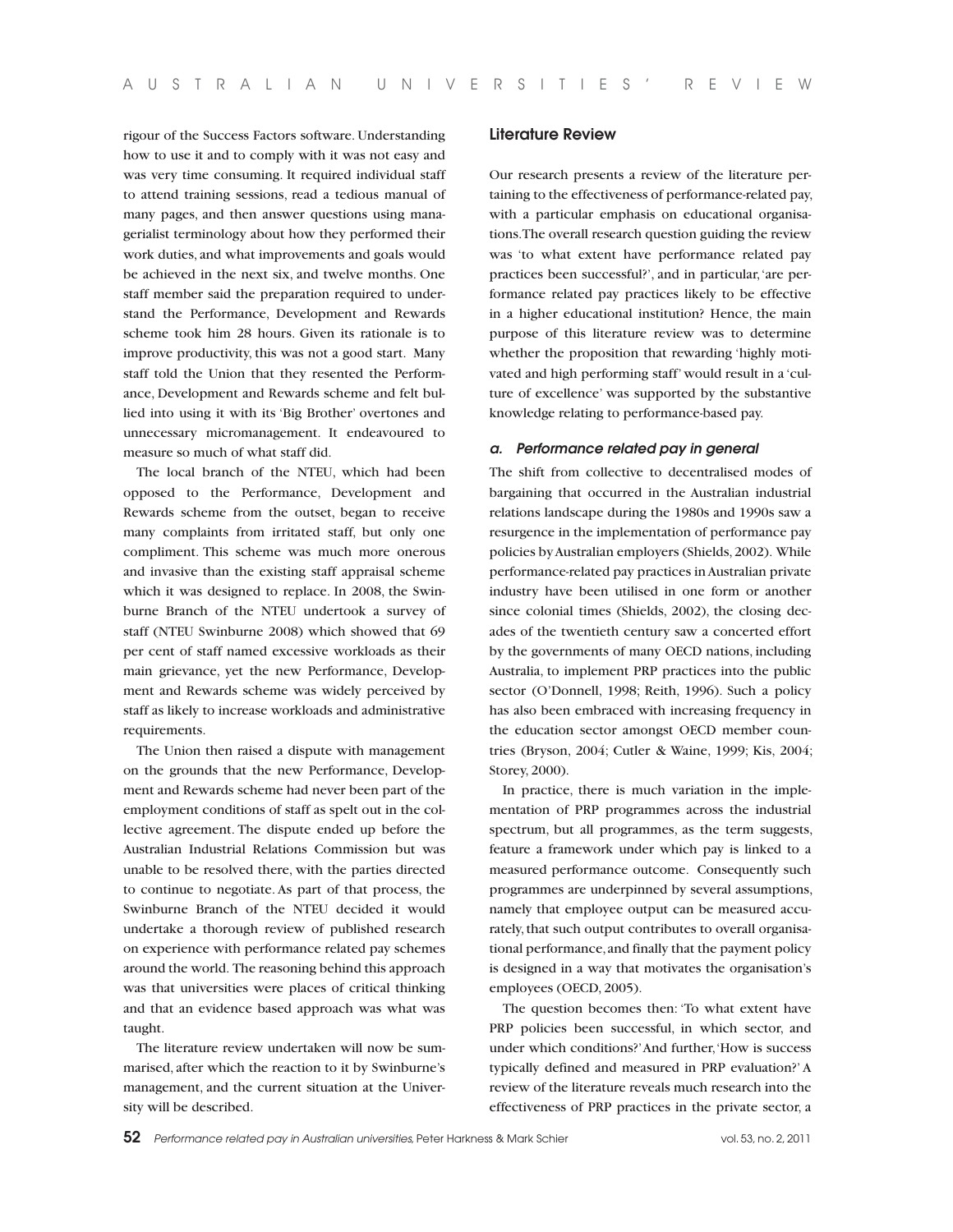rigour of the Success Factors software. Understanding how to use it and to comply with it was not easy and was very time consuming. It required individual staff to attend training sessions, read a tedious manual of many pages, and then answer questions using managerialist terminology about how they performed their work duties, and what improvements and goals would be achieved in the next six, and twelve months. One staff member said the preparation required to understand the Performance, Development and Rewards scheme took him 28 hours. Given its rationale is to improve productivity, this was not a good start. Many staff told the Union that they resented the Performance, Development and Rewards scheme and felt bullied into using it with its 'Big Brother' overtones and unnecessary micromanagement. It endeavoured to measure so much of what staff did.

The local branch of the NTEU, which had been opposed to the Performance, Development and Rewards scheme from the outset, began to receive many complaints from irritated staff, but only one compliment. This scheme was much more onerous and invasive than the existing staff appraisal scheme which it was designed to replace. In 2008, the Swinburne Branch of the NTEU undertook a survey of staff (NTEU Swinburne 2008) which showed that 69 per cent of staff named excessive workloads as their main grievance, yet the new Performance, Development and Rewards scheme was widely perceived by staff as likely to increase workloads and administrative requirements.

The Union then raised a dispute with management on the grounds that the new Performance, Development and Rewards scheme had never been part of the employment conditions of staff as spelt out in the collective agreement. The dispute ended up before the Australian Industrial Relations Commission but was unable to be resolved there, with the parties directed to continue to negotiate. As part of that process, the Swinburne Branch of the NTEU decided it would undertake a thorough review of published research on experience with performance related pay schemes around the world. The reasoning behind this approach was that universities were places of critical thinking and that an evidence based approach was what was taught.

The literature review undertaken will now be summarised, after which the reaction to it by Swinburne's management, and the current situation at the University will be described.

## Literature Review

Our research presents a review of the literature pertaining to the effectiveness of performance-related pay, with a particular emphasis on educational organisations. The overall research question guiding the review was 'to what extent have performance related pay practices been successful?', and in particular, 'are performance related pay practices likely to be effective in a higher educational institution? Hence, the main purpose of this literature review was to determine whether the proposition that rewarding 'highly motivated and high performing staff' would result in a 'culture of excellence' was supported by the substantive knowledge relating to performance-based pay.

### *a. Performance related pay in general*

The shift from collective to decentralised modes of bargaining that occurred in the Australian industrial relations landscape during the 1980s and 1990s saw a resurgence in the implementation of performance pay policies by Australian employers (Shields, 2002). While performance-related pay practices in Australian private industry have been utilised in one form or another since colonial times (Shields, 2002), the closing decades of the twentieth century saw a concerted effort by the governments of many OECD nations, including Australia, to implement PRP practices into the public sector (O'Donnell, 1998; Reith, 1996). Such a policy has also been embraced with increasing frequency in the education sector amongst OECD member countries (Bryson, 2004; Cutler & Waine, 1999; Kis, 2004; Storey, 2000).

In practice, there is much variation in the implementation of PRP programmes across the industrial spectrum, but all programmes, as the term suggests, feature a framework under which pay is linked to a measured performance outcome. Consequently such programmes are underpinned by several assumptions, namely that employee output can be measured accurately, that such output contributes to overall organisational performance, and finally that the payment policy is designed in a way that motivates the organisation's employees (OECD, 2005).

The question becomes then: 'To what extent have PRP policies been successful, in which sector, and under which conditions?' And further, 'How is success typically defined and measured in PRP evaluation?' A review of the literature reveals much research into the effectiveness of PRP practices in the private sector, a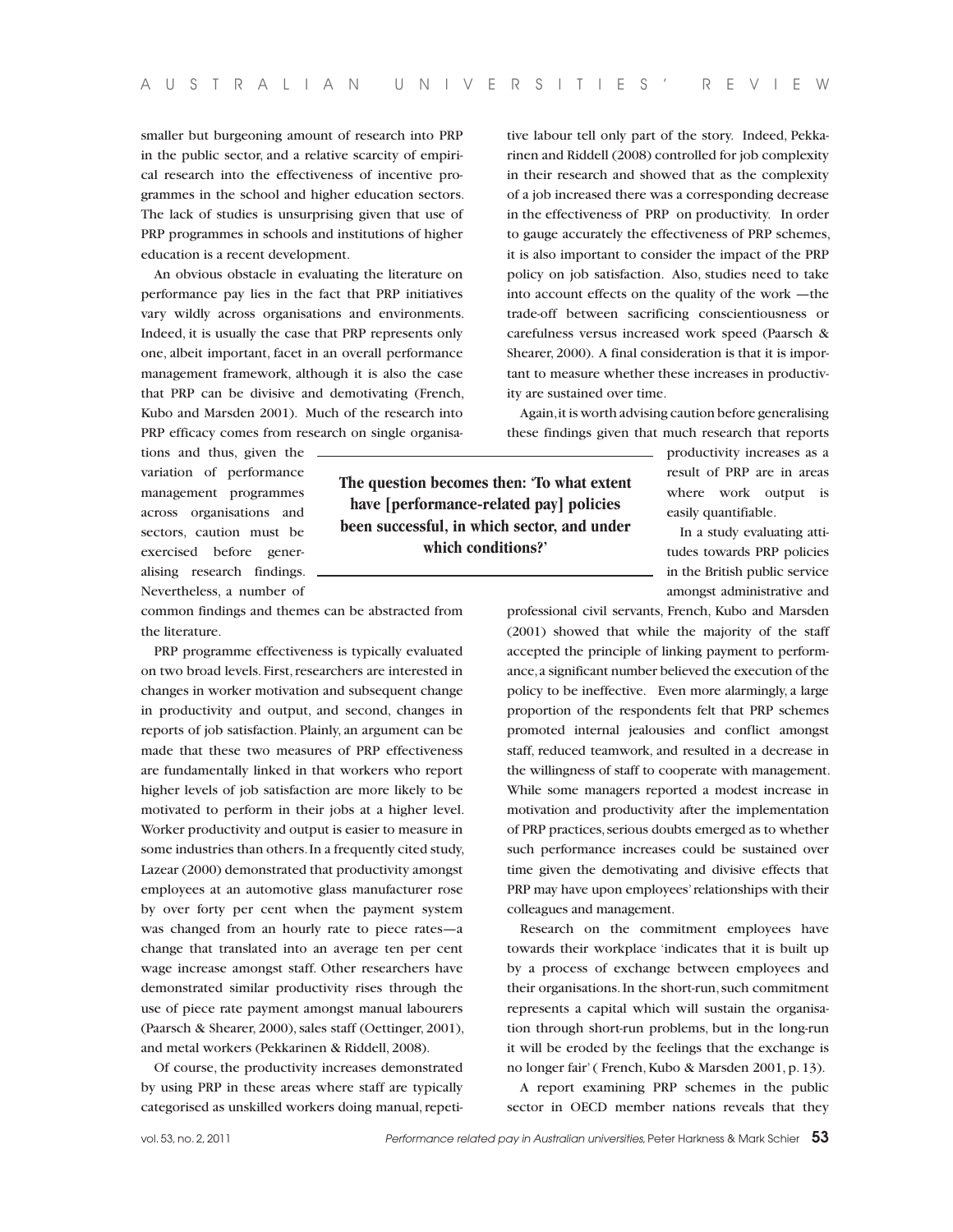smaller but burgeoning amount of research into PRP in the public sector, and a relative scarcity of empirical research into the effectiveness of incentive programmes in the school and higher education sectors. The lack of studies is unsurprising given that use of PRP programmes in schools and institutions of higher education is a recent development.

An obvious obstacle in evaluating the literature on performance pay lies in the fact that PRP initiatives vary wildly across organisations and environments. Indeed, it is usually the case that PRP represents only one, albeit important, facet in an overall performance management framework, although it is also the case that PRP can be divisive and demotivating (French, Kubo and Marsden 2001). Much of the research into PRP efficacy comes from research on single organisations and thus, given the variation of performance management programmes across organisations and sectors, caution must be exercised before generalising research findings. Nevertheless, a number of common findings and themes can be abstracted from the literature.

PRP programme effectiveness is typically evaluated on two broad levels. First, researchers are interested in changes in worker motivation and subsequent change in productivity and output, and second, changes in reports of job satisfaction. Plainly, an argument can be made that these two measures of PRP effectiveness are fundamentally linked in that workers who report higher levels of job satisfaction are more likely to be motivated to perform in their jobs at a higher level. Worker productivity and output is easier to measure in some industries than others. In a frequently cited study, Lazear (2000) demonstrated that productivity amongst employees at an automotive glass manufacturer rose by over forty per cent when the payment system was changed from an hourly rate to piece rates—a change that translated into an average ten per cent wage increase amongst staff. Other researchers have demonstrated similar productivity rises through the use of piece rate payment amongst manual labourers (Paarsch & Shearer, 2000), sales staff (Oettinger, 2001), and metal workers (Pekkarinen & Riddell, 2008).

Of course, the productivity increases demonstrated by using PRP in these areas where staff are typically categorised as unskilled workers doing manual, repetitive labour tell only part of the story. Indeed, Pekkarinen and Riddell (2008) controlled for job complexity in their research and showed that as the complexity of a job increased there was a corresponding decrease in the effectiveness of PRP on productivity. In order to gauge accurately the effectiveness of PRP schemes, it is also important to consider the impact of the PRP policy on job satisfaction. Also, studies need to take into account effects on the quality of the work —the trade-off between sacrificing conscientiousness or carefulness versus increased work speed (Paarsch & Shearer, 2000). A final consideration is that it is important to measure whether these increases in productivity are sustained over time.

Again, it is worth advising caution before generalising these findings given that much research that reports productivity increases as a result of PRP are in areas where work output is easily quantifiable.

> **The question becomes then: 'To what extent have [performance-related pay] policies been successful, in which sector, and under which conditions?'**

In a study evaluating attitudes towards PRP policies in the British public service amongst administrative and professional civil servants, French, Kubo and Marsden (2001) showed that while the majority of the staff accepted the principle of linking payment to performance, a significant number believed the execution of the policy to be ineffective. Even more alarmingly, a large proportion of the respondents felt that PRP schemes promoted internal jealousies and conflict amongst staff, reduced teamwork, and resulted in a decrease in the willingness of staff to cooperate with management. While some managers reported a modest increase in motivation and productivity after the implementation of PRP practices, serious doubts emerged as to whether such performance increases could be sustained over time given the demotivating and divisive effects that PRP may have upon employees' relationships with their colleagues and management.

Research on the commitment employees have towards their workplace 'indicates that it is built up by a process of exchange between employees and their organisations. In the short-run, such commitment represents a capital which will sustain the organisation through short-run problems, but in the long-run it will be eroded by the feelings that the exchange is no longer fair' ( French, Kubo & Marsden 2001, p. 13).

A report examining PRP schemes in the public sector in OECD member nations reveals that they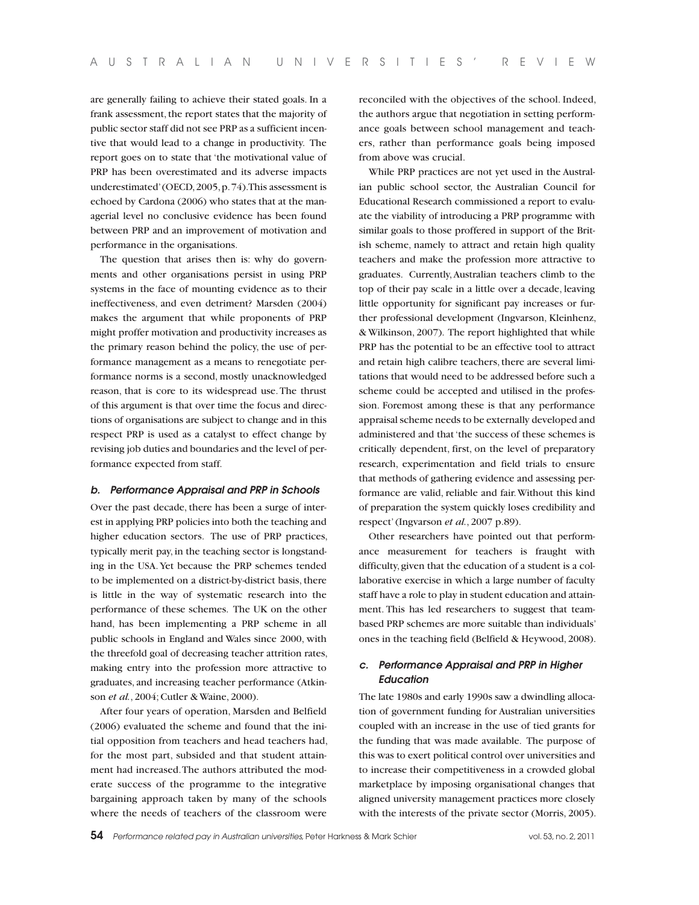are generally failing to achieve their stated goals. In a frank assessment, the report states that the majority of public sector staff did not see PRP as a sufficient incentive that would lead to a change in productivity. The report goes on to state that 'the motivational value of PRP has been overestimated and its adverse impacts underestimated' (OECD, 2005, p. 74). This assessment is echoed by Cardona (2006) who states that at the managerial level no conclusive evidence has been found between PRP and an improvement of motivation and performance in the organisations.

The question that arises then is: why do governments and other organisations persist in using PRP systems in the face of mounting evidence as to their ineffectiveness, and even detriment? Marsden (2004) makes the argument that while proponents of PRP might proffer motivation and productivity increases as the primary reason behind the policy, the use of performance management as a means to renegotiate performance norms is a second, mostly unacknowledged reason, that is core to its widespread use. The thrust of this argument is that over time the focus and directions of organisations are subject to change and in this respect PRP is used as a catalyst to effect change by revising job duties and boundaries and the level of performance expected from staff.

### *b. Performance Appraisal and PRP in Schools*

Over the past decade, there has been a surge of interest in applying PRP policies into both the teaching and higher education sectors. The use of PRP practices, typically merit pay, in the teaching sector is longstanding in the USA. Yet because the PRP schemes tended to be implemented on a district-by-district basis, there is little in the way of systematic research into the performance of these schemes. The UK on the other hand, has been implementing a PRP scheme in all public schools in England and Wales since 2000, with the threefold goal of decreasing teacher attrition rates, making entry into the profession more attractive to graduates, and increasing teacher performance (Atkinson *et al.*, 2004; Cutler & Waine, 2000).

After four years of operation, Marsden and Belfield (2006) evaluated the scheme and found that the initial opposition from teachers and head teachers had, for the most part, subsided and that student attainment had increased. The authors attributed the moderate success of the programme to the integrative bargaining approach taken by many of the schools where the needs of teachers of the classroom were reconciled with the objectives of the school. Indeed, the authors argue that negotiation in setting performance goals between school management and teachers, rather than performance goals being imposed from above was crucial.

While PRP practices are not yet used in the Australian public school sector, the Australian Council for Educational Research commissioned a report to evaluate the viability of introducing a PRP programme with similar goals to those proffered in support of the British scheme, namely to attract and retain high quality teachers and make the profession more attractive to graduates. Currently, Australian teachers climb to the top of their pay scale in a little over a decade, leaving little opportunity for significant pay increases or further professional development (Ingvarson, Kleinhenz, & Wilkinson, 2007). The report highlighted that while PRP has the potential to be an effective tool to attract and retain high calibre teachers, there are several limitations that would need to be addressed before such a scheme could be accepted and utilised in the profession. Foremost among these is that any performance appraisal scheme needs to be externally developed and administered and that 'the success of these schemes is critically dependent, first, on the level of preparatory research, experimentation and field trials to ensure that methods of gathering evidence and assessing performance are valid, reliable and fair. Without this kind of preparation the system quickly loses credibility and respect' (Ingvarson *et al.*, 2007 p.89).

Other researchers have pointed out that performance measurement for teachers is fraught with difficulty, given that the education of a student is a collaborative exercise in which a large number of faculty staff have a role to play in student education and attainment. This has led researchers to suggest that team-based PRP schemes are more suitable than individuals' ones in the teaching field (Belfield & Heywood, 2008).

### *c. Performance Appraisal and PRP in Higher Education*

The late 1980s and early 1990s saw a dwindling allocation of government funding for Australian universities coupled with an increase in the use of tied grants for the funding that was made available. The purpose of this was to exert political control over universities and to increase their competitiveness in a crowded global marketplace by imposing organisational changes that aligned university management practices more closely with the interests of the private sector (Morris, 2005).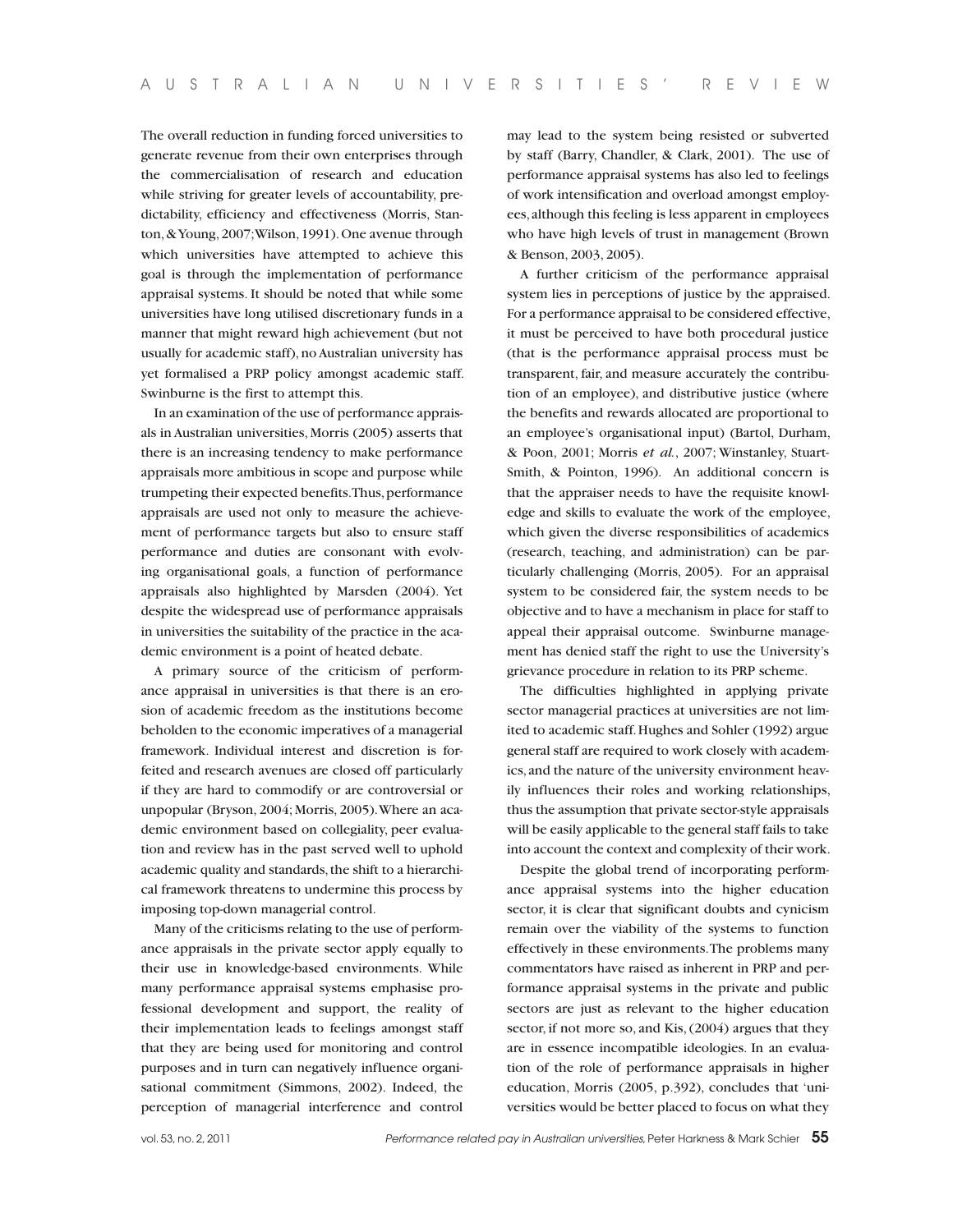The overall reduction in funding forced universities to generate revenue from their own enterprises through the commercialisation of research and education while striving for greater levels of accountability, predictability, efficiency and effectiveness (Morris, Stanton, & Young, 2007; Wilson, 1991). One avenue through which universities have attempted to achieve this goal is through the implementation of performance appraisal systems. It should be noted that while some universities have long utilised discretionary funds in a manner that might reward high achievement (but not usually for academic staff), no Australian university has yet formalised a PRP policy amongst academic staff. Swinburne is the first to attempt this.

In an examination of the use of performance appraisals in Australian universities, Morris (2005) asserts that there is an increasing tendency to make performance appraisals more ambitious in scope and purpose while trumpeting their expected benefits. Thus, performance appraisals are used not only to measure the achievement of performance targets but also to ensure staff performance and duties are consonant with evolving organisational goals, a function of performance appraisals also highlighted by Marsden (2004). Yet despite the widespread use of performance appraisals in universities the suitability of the practice in the academic environment is a point of heated debate.

A primary source of the criticism of performance appraisal in universities is that there is an erosion of academic freedom as the institutions become beholden to the economic imperatives of a managerial framework. Individual interest and discretion is forfeited and research avenues are closed off particularly if they are hard to commodify or are controversial or unpopular (Bryson, 2004; Morris, 2005). Where an academic environment based on collegiality, peer evaluation and review has in the past served well to uphold academic quality and standards, the shift to a hierarchical framework threatens to undermine this process by imposing top-down managerial control.

Many of the criticisms relating to the use of performance appraisals in the private sector apply equally to their use in knowledge-based environments. While many performance appraisal systems emphasise professional development and support, the reality of their implementation leads to feelings amongst staff that they are being used for monitoring and control purposes and in turn can negatively influence organisational commitment (Simmons, 2002). Indeed, the perception of managerial interference and control may lead to the system being resisted or subverted by staff (Barry, Chandler, & Clark, 2001). The use of performance appraisal systems has also led to feelings of work intensification and overload amongst employees, although this feeling is less apparent in employees who have high levels of trust in management (Brown & Benson, 2003, 2005).

A further criticism of the performance appraisal system lies in perceptions of justice by the appraised. For a performance appraisal to be considered effective, it must be perceived to have both procedural justice (that is the performance appraisal process must be transparent, fair, and measure accurately the contribution of an employee), and distributive justice (where the benefits and rewards allocated are proportional to an employee's organisational input) (Bartol, Durham, & Poon, 2001; Morris *et al.*, 2007; Winstanley, Stuart-Smith, & Pointon, 1996). An additional concern is that the appraiser needs to have the requisite knowledge and skills to evaluate the work of the employee, which given the diverse responsibilities of academics (research, teaching, and administration) can be particularly challenging (Morris, 2005). For an appraisal system to be considered fair, the system needs to be objective and to have a mechanism in place for staff to appeal their appraisal outcome. Swinburne management has denied staff the right to use the University's grievance procedure in relation to its PRP scheme.

The difficulties highlighted in applying private sector managerial practices at universities are not limited to academic staff. Hughes and Sohler (1992) argue general staff are required to work closely with academics, and the nature of the university environment heavily influences their roles and working relationships, thus the assumption that private sector-style appraisals will be easily applicable to the general staff fails to take into account the context and complexity of their work.

Despite the global trend of incorporating performance appraisal systems into the higher education sector, it is clear that significant doubts and cynicism remain over the viability of the systems to function effectively in these environments. The problems many commentators have raised as inherent in PRP and performance appraisal systems in the private and public sectors are just as relevant to the higher education sector, if not more so, and Kis, (2004) argues that they are in essence incompatible ideologies. In an evaluation of the role of performance appraisals in higher education, Morris (2005, p.392), concludes that 'universities would be better placed to focus on what they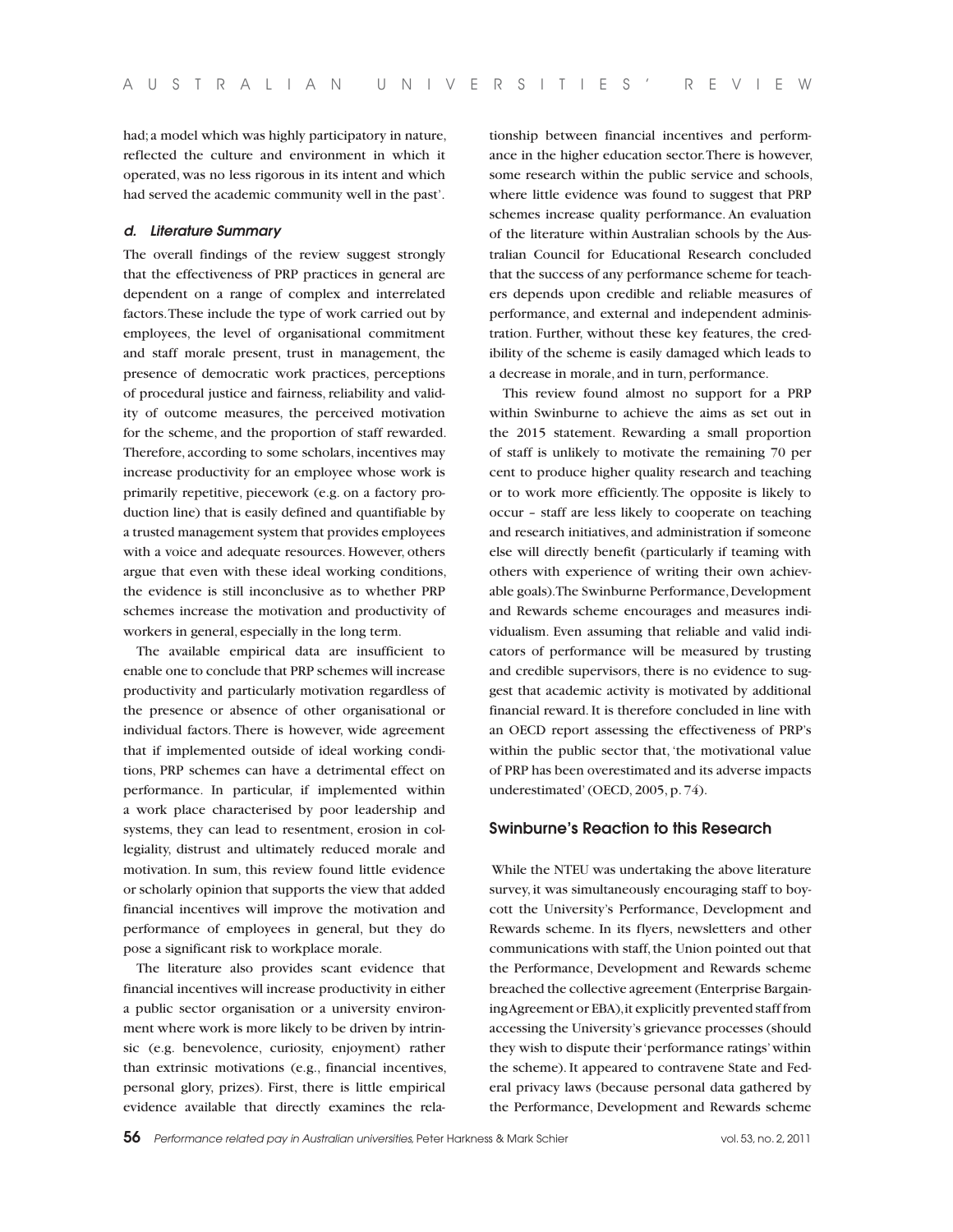had; a model which was highly participatory in nature, reflected the culture and environment in which it operated, was no less rigorous in its intent and which had served the academic community well in the past'.

#### *d. Literature Summary*

The overall findings of the review suggest strongly that the effectiveness of PRP practices in general are dependent on a range of complex and interrelated factors. These include the type of work carried out by employees, the level of organisational commitment and staff morale present, trust in management, the presence of democratic work practices, perceptions of procedural justice and fairness, reliability and validity of outcome measures, the perceived motivation for the scheme, and the proportion of staff rewarded. Therefore, according to some scholars, incentives may increase productivity for an employee whose work is primarily repetitive, piecework (e.g. on a factory production line) that is easily defined and quantifiable by a trusted management system that provides employees with a voice and adequate resources. However, others argue that even with these ideal working conditions, the evidence is still inconclusive as to whether PRP schemes increase the motivation and productivity of workers in general, especially in the long term.

The available empirical data are insufficient to enable one to conclude that PRP schemes will increase productivity and particularly motivation regardless of the presence or absence of other organisational or individual factors. There is however, wide agreement that if implemented outside of ideal working conditions, PRP schemes can have a detrimental effect on performance. In particular, if implemented within a work place characterised by poor leadership and systems, they can lead to resentment, erosion in collegiality, distrust and ultimately reduced morale and motivation. In sum, this review found little evidence or scholarly opinion that supports the view that added financial incentives will improve the motivation and performance of employees in general, but they do pose a significant risk to workplace morale.

The literature also provides scant evidence that financial incentives will increase productivity in either a public sector organisation or a university environment where work is more likely to be driven by intrinsic (e.g. benevolence, curiosity, enjoyment) rather than extrinsic motivations (e.g., financial incentives, personal glory, prizes). First, there is little empirical evidence available that directly examines the relationship between financial incentives and performance in the higher education sector. There is however, some research within the public service and schools, where little evidence was found to suggest that PRP schemes increase quality performance. An evaluation of the literature within Australian schools by the Australian Council for Educational Research concluded that the success of any performance scheme for teachers depends upon credible and reliable measures of performance, and external and independent administration. Further, without these key features, the credibility of the scheme is easily damaged which leads to a decrease in morale, and in turn, performance.

This review found almost no support for a PRP within Swinburne to achieve the aims as set out in the 2015 statement. Rewarding a small proportion of staff is unlikely to motivate the remaining 70 per cent to produce higher quality research and teaching or to work more efficiently. The opposite is likely to occur – staff are less likely to cooperate on teaching and research initiatives, and administration if someone else will directly benefit (particularly if teaming with others with experience of writing their own achievable goals). The Swinburne Performance, Development and Rewards scheme encourages and measures individualism. Even assuming that reliable and valid indicators of performance will be measured by trusting and credible supervisors, there is no evidence to suggest that academic activity is motivated by additional financial reward. It is therefore concluded in line with an OECD report assessing the effectiveness of PRP's within the public sector that, 'the motivational value of PRP has been overestimated and its adverse impacts underestimated' (OECD, 2005, p. 74).

## Swinburne's Reaction to this Research

While the NTEU was undertaking the above literature survey, it was simultaneously encouraging staff to boycott the University's Performance, Development and Rewards scheme. In its flyers, newsletters and other communications with staff, the Union pointed out that the Performance, Development and Rewards scheme breached the collective agreement (Enterprise Bargaining Agreement or EBA), it explicitly prevented staff from accessing the University's grievance processes (should they wish to dispute their 'performance ratings' within the scheme). It appeared to contravene State and Federal privacy laws (because personal data gathered by the Performance, Development and Rewards scheme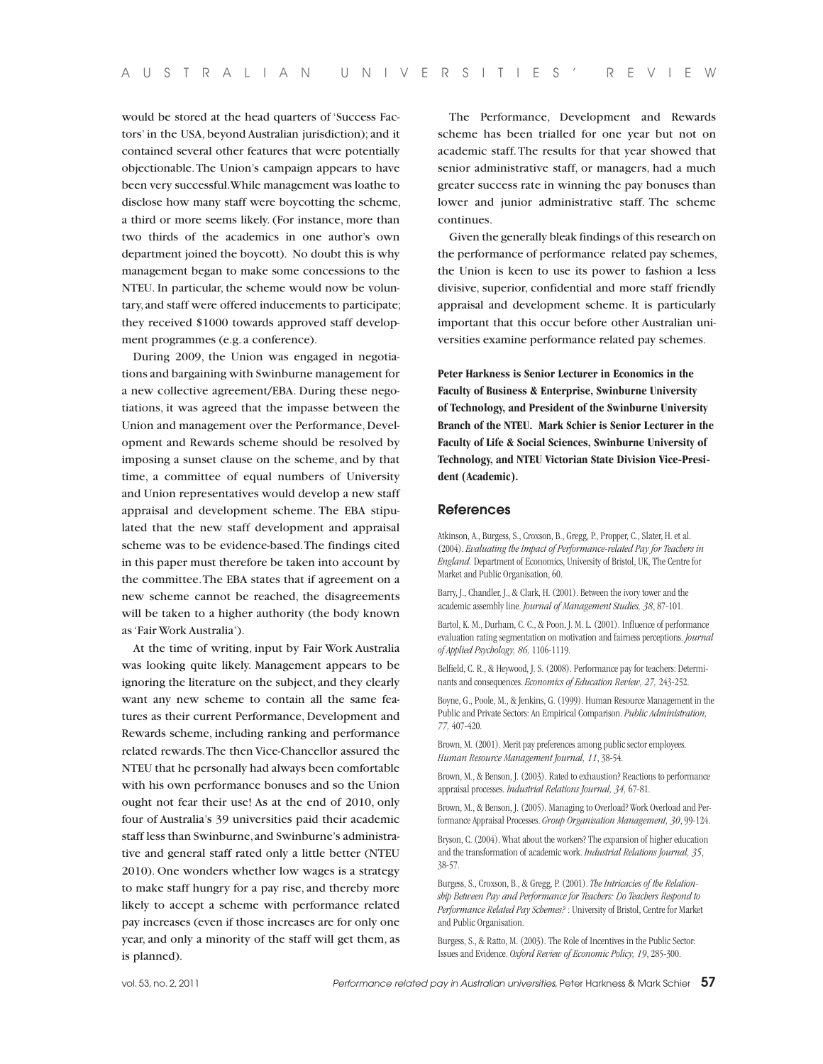would be stored at the head quarters of 'Success Factors' in the USA, beyond Australian jurisdiction); and it contained several other features that were potentially objectionable. The Union's campaign appears to have been very successful. While management was loathe to disclose how many staff were boycotting the scheme, a third or more seems likely. (For instance, more than two thirds of the academics in one author's own department joined the boycott). No doubt this is why management began to make some concessions to the NTEU. In particular, the scheme would now be voluntary, and staff were offered inducements to participate; they received $1000 towards approved staff development programmes (e.g. a conference).

During 2009, the Union was engaged in negotiations and bargaining with Swinburne management for a new collective agreement/EBA. During these negotiations, it was agreed that the impasse between the Union and management over the Performance, Development and Rewards scheme should be resolved by imposing a sunset clause on the scheme, and by that time, a committee of equal numbers of University and Union representatives would develop a new staff appraisal and development scheme. The EBA stipulated that the new staff development and appraisal scheme was to be evidence-based. The findings cited in this paper must therefore be taken into account by the committee. The EBA states that if agreement on a new scheme cannot be reached, the disagreements will be taken to a higher authority (the body known as 'Fair Work Australia').

At the time of writing, input by Fair Work Australia was looking quite likely. Management appears to be ignoring the literature on the subject, and they clearly want any new scheme to contain all the same features as their current Performance, Development and Rewards scheme, including ranking and performance related rewards. The then Vice-Chancellor assured the NTEU that he personally had always been comfortable with his own performance bonuses and so the Union ought not fear their use! As at the end of 2010, only four of Australia's 39 universities paid their academic staff less than Swinburne, and Swinburne's administrative and general staff rated only a little better (NTEU 2010). One wonders whether low wages is a strategy to make staff hungry for a pay rise, and thereby more likely to accept a scheme with performance related pay increases (even if those increases are for only one year, and only a minority of the staff will get them, as is planned).

The Performance, Development and Rewards scheme has been trialled for one year but not on academic staff. The results for that year showed that senior administrative staff, or managers, had a much greater success rate in winning the pay bonuses than lower and junior administrative staff. The scheme continues.

Given the generally bleak findings of this research on the performance of performance related pay schemes, the Union is keen to use its power to fashion a less divisive, superior, confidential and more staff friendly appraisal and development scheme. It is particularly important that this occur before other Australian universities examine performance related pay schemes.

**Peter Harkness is Senior Lecturer in Economics in the Faculty of Business & Enterprise, Swinburne University of Technology, and President of the Swinburne University Branch of the NTEU. Mark Schier is Senior Lecturer in the Faculty of Life & Social Sciences, Swinburne University of Technology, and NTEU Victorian State Division Vice-President (Academic).**

## References

Atkinson, A., Burgess, S., Croxson, B., Gregg, P., Propper, C., Slater, H. et al. (2004). *Evaluating the Impact of Performance-related Pay for Teachers in England.* Department of Economics, University of Bristol, UK, The Centre for Market and Public Organisation, 60.

Barry, J., Chandler, J., & Clark, H. (2001). Between the ivory tower and the academic assembly line. *Journal of Management Studies, 38*, 87-101.

Bartol, K. M., Durham, C. C., & Poon, J. M. L. (2001). Influence of performance evaluation rating segmentation on motivation and fairness perceptions. *Journal of Applied Psychology, 86,* 1106-1119.

Belfield, C. R., & Heywood, J. S. (2008). Performance pay for teachers: Determinants and consequences. *Economics of Education Review, 27,* 243-252.

Boyne, G., Poole, M., & Jenkins, G. (1999). Human Resource Management in the Public and Private Sectors: An Empirical Comparison. *Public Administration, 77,* 407-420.

Brown, M. (2001). Merit pay preferences among public sector employees. *Human Resource Management Journal, 11*, 38-54.

Brown, M., & Benson, J. (2003). Rated to exhaustion? Reactions to performance appraisal processes. *Industrial Relations Journal, 34,* 67-81.

Brown, M., & Benson, J. (2005). Managing to Overload? Work Overload and Performance Appraisal Processes. *Group Organisation Management, 30*, 99-124.

Bryson, C. (2004). What about the workers? The expansion of higher education and the transformation of academic work. *Industrial Relations Journal, 35*, 38-57.

Burgess, S., Croxson, B., & Gregg, P. (2001). *The Intricacies of the Relationship Between Pay and Performance for Teachers: Do Teachers Respond to Performance Related Pay Schemes?* : University of Bristol, Centre for Market and Public Organisation.

Burgess, S., & Ratto, M. (2003). The Role of Incentives in the Public Sector: Issues and Evidence. *Oxford Review of Economic Policy, 19*, 285-300.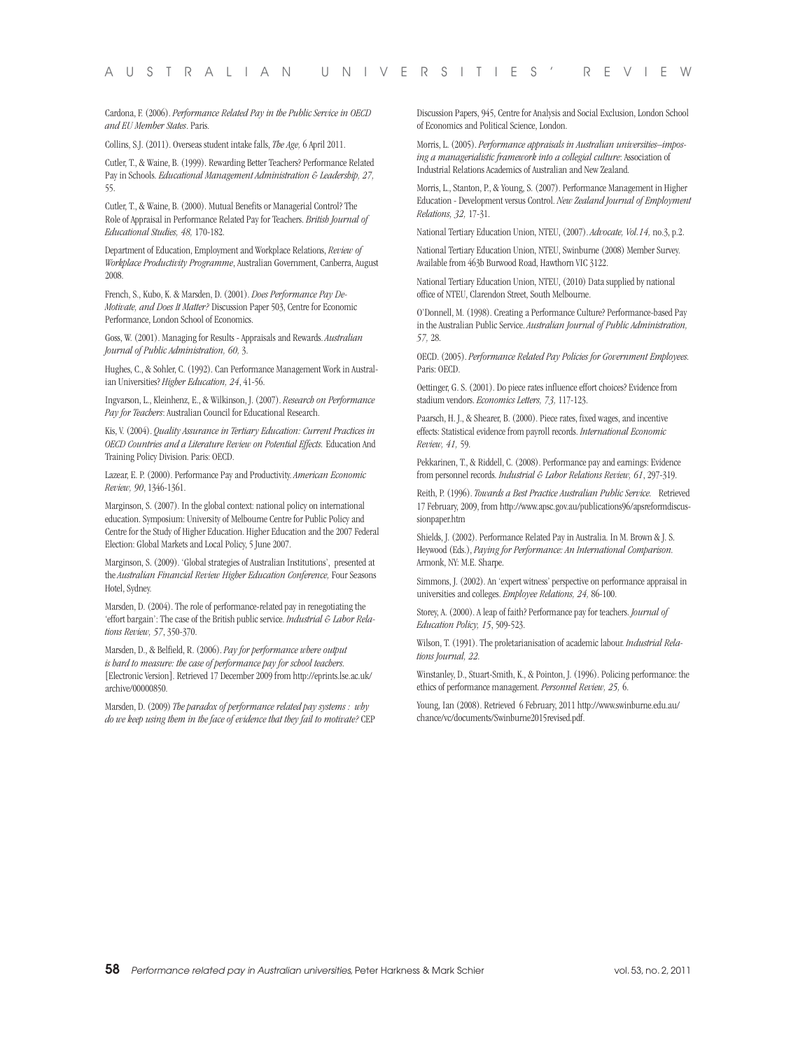Cardona, F. (2006). *Performance Related Pay in the Public Service in OECD and EU Member States*. Paris.

Collins, S.J. (2011). Overseas student intake falls, *The Age,* 6 April 2011.

Cutler, T., & Waine, B. (1999). Rewarding Better Teachers? Performance Related Pay in Schools. *Educational Management Administration & Leadership, 27,* 55.

Cutler, T., & Waine, B. (2000). Mutual Benefits or Managerial Control? The Role of Appraisal in Performance Related Pay for Teachers. *British Journal of Educational Studies, 48,* 170-182.

Department of Education, Employment and Workplace Relations, *Review of Workplace Productivity Programme*, Australian Government, Canberra, August 2008.

French, S., Kubo, K. & Marsden, D. (2001). *Does Performance Pay De-Motivate, and Does It Matter?* Discussion Paper 503, Centre for Economic Performance, London School of Economics.

Goss, W. (2001). Managing for Results - Appraisals and Rewards. *Australian Journal of Public Administration, 60,* 3.

Hughes, C., & Sohler, C. (1992). Can Performance Management Work in Australian Universities? *Higher Education, 24*, 41-56.

Ingvarson, L., Kleinhenz, E., & Wilkinson, J. (2007). *Research on Performance Pay for Teachers*: Australian Council for Educational Research.

Kis, V. (2004). *Quality Assurance in Tertiary Education: Current Practices in OECD Countries and a Literature Review on Potential Effects.* Education And Training Policy Division. Paris: OECD.

Lazear, E. P. (2000). Performance Pay and Productivity. *American Economic Review, 90*, 1346-1361.

Marginson, S. (2007). In the global context: national policy on international education. Symposium: University of Melbourne Centre for Public Policy and Centre for the Study of Higher Education. Higher Education and the 2007 Federal Election: Global Markets and Local Policy, 5 June 2007.

Marginson, S. (2009). 'Global strategies of Australian Institutions', presented at the *Australian Financial Review Higher Education Conference,* Four Seasons Hotel, Sydney.

Marsden, D. (2004). The role of performance-related pay in renegotiating the 'effort bargain': The case of the British public service. *Industrial & Labor Relations Review, 57*, 350-370.

Marsden, D., & Belfield, R. (2006). *Pay for performance where output is hard to measure: the case of performance pay for school teachers.* [Electronic Version]. Retrieved 17 December 2009 from http://eprints.lse.ac.uk/archive/00000850.

Marsden, D. (2009) *The paradox of performance related pay systems : why do we keep using them in the face of evidence that they fail to motivate?* CEP Discussion Papers, 945, Centre for Analysis and Social Exclusion, London School of Economics and Political Science, London.

Morris, L. (2005). *Performance appraisals in Australian universities–imposing a managerialistic framework into a collegial culture*: Association of Industrial Relations Academics of Australian and New Zealand.

Morris, L., Stanton, P., & Young, S. (2007). Performance Management in Higher Education - Development versus Control. *New Zealand Journal of Employment Relations, 32,* 17-31.

National Tertiary Education Union, NTEU, (2007). *Advocate, Vol.14,* no.3, p.2.

National Tertiary Education Union, NTEU, Swinburne (2008) Member Survey. Available from 463b Burwood Road, Hawthorn VIC 3122.

National Tertiary Education Union, NTEU, (2010) Data supplied by national office of NTEU, Clarendon Street, South Melbourne.

O'Donnell, M. (1998). Creating a Performance Culture? Performance-based Pay in the Australian Public Service. *Australian Journal of Public Administration, 57,* 28.

OECD. (2005). *Performance Related Pay Policies for Government Employees.* Paris: OECD.

Oettinger, G. S. (2001). Do piece rates influence effort choices? Evidence from stadium vendors. *Economics Letters, 73,* 117-123.

Paarsch, H. J., & Shearer, B. (2000). Piece rates, fixed wages, and incentive effects: Statistical evidence from payroll records. *International Economic Review, 41,* 59.

Pekkarinen, T., & Riddell, C. (2008). Performance pay and earnings: Evidence from personnel records. *Industrial & Labor Relations Review, 61*, 297-319.

Reith, P. (1996). *Towards a Best Practice Australian Public Service.* Retrieved 17 February, 2009, from http://www.apsc.gov.au/publications96/apsreformdiscussionpaper.htm

Shields, J. (2002). Performance Related Pay in Australia. In M. Brown & J. S. Heywood (Eds.), *Paying for Performance: An International Comparison.* Armonk, NY: M.E. Sharpe.

Simmons, J. (2002). An 'expert witness' perspective on performance appraisal in universities and colleges. *Employee Relations, 24,* 86-100.

Storey, A. (2000). A leap of faith? Performance pay for teachers. *Journal of Education Policy, 15*, 509-523.

Wilson, T. (1991). The proletarianisation of academic labour. *Industrial Relations Journal, 22.*

Winstanley, D., Stuart-Smith, K., & Pointon, J. (1996). Policing performance: the ethics of performance management. *Personnel Review, 25,* 6.

Young, Ian (2008). Retrieved 6 February, 2011 http://www.swinburne.edu.au/chance/vc/documents/Swinburne2015revised.pdf.